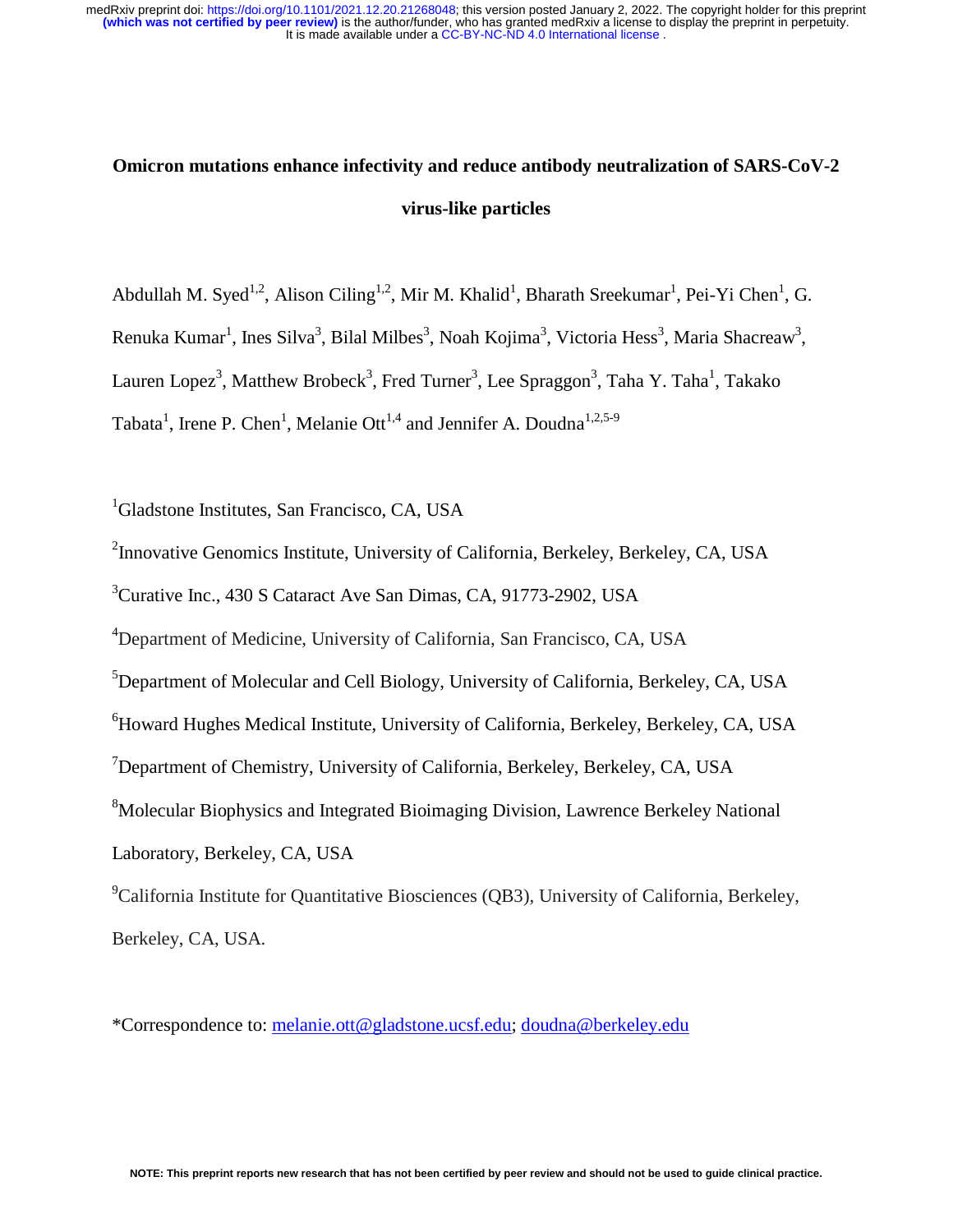# Omicron mutations enhance infectivity and reduce antibody neutralization of SARS-CoV-2 virus-like particles

Abdullah M. Syed[1,2], Alison Ciling[1,2], Mir M. Khalid[1], Bharath Sreekumar[1], Pei-Yi Chen[1], G. Renuka Kumar[1], Ines Silva[3], Bilal Milbes[3], Noah Kojima[3], Victoria Hess[3], Maria Shacreaw[3], Lauren Lopez[3], Matthew Brobeck[3], Fred Turner[3], Lee Spraggon[3], Taha Y. Taha[1], Takako Tabata[1], Irene P. Chen[1], Melanie Ott[1,4] and Jennifer A. Doudna[1,2,5-9]

[1]Gladstone Institutes, San Francisco, CA, USA

[2]Innovative Genomics Institute, University of California, Berkeley, Berkeley, CA, USA

[3]Curative Inc., 430 S Cataract Ave San Dimas, CA, 91773-2902, USA

[4]Department of Medicine, University of California, San Francisco, CA, USA

[5]Department of Molecular and Cell Biology, University of California, Berkeley, CA, USA

[6]Howard Hughes Medical Institute, University of California, Berkeley, Berkeley, CA, USA

[7]Department of Chemistry, University of California, Berkeley, Berkeley, CA, USA

[8]Molecular Biophysics and Integrated Bioimaging Division, Lawrence Berkeley National Laboratory, Berkeley, CA, USA

[9]California Institute for Quantitative Biosciences (QB3), University of California, Berkeley, Berkeley, CA, USA.

*Correspondence to: melanie.ott@gladstone.ucsf.edu; doudna@berkeley.edu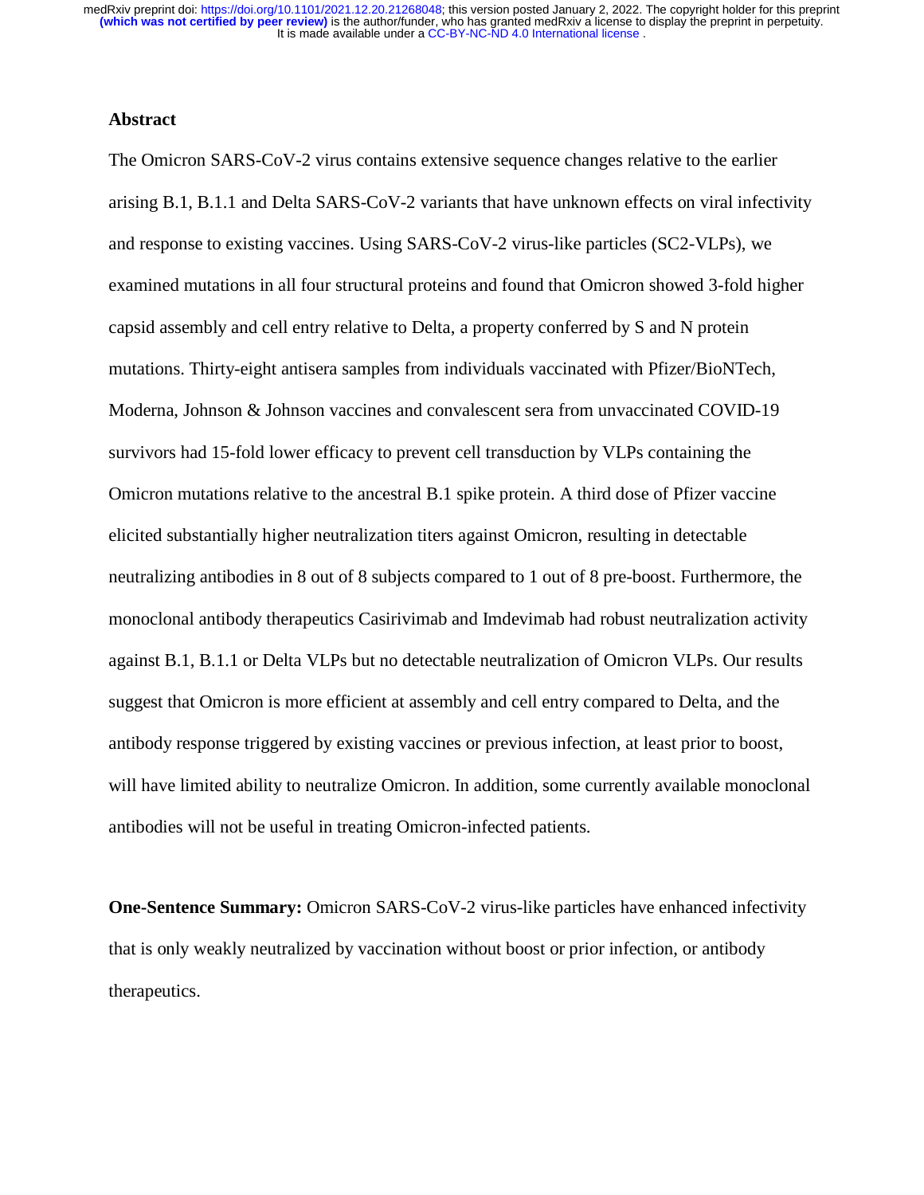## Abstract

The Omicron SARS-CoV-2 virus contains extensive sequence changes relative to the earlier arising B.1, B.1.1 and Delta SARS-CoV-2 variants that have unknown effects on viral infectivity and response to existing vaccines. Using SARS-CoV-2 virus-like particles (SC2-VLPs), we examined mutations in all four structural proteins and found that Omicron showed 3-fold higher capsid assembly and cell entry relative to Delta, a property conferred by S and N protein mutations. Thirty-eight antisera samples from individuals vaccinated with Pfizer/BioNTech, Moderna, Johnson & Johnson vaccines and convalescent sera from unvaccinated COVID-19 survivors had 15-fold lower efficacy to prevent cell transduction by VLPs containing the Omicron mutations relative to the ancestral B.1 spike protein. A third dose of Pfizer vaccine elicited substantially higher neutralization titers against Omicron, resulting in detectable neutralizing antibodies in 8 out of 8 subjects compared to 1 out of 8 pre-boost. Furthermore, the monoclonal antibody therapeutics Casirivimab and Imdevimab had robust neutralization activity against B.1, B.1.1 or Delta VLPs but no detectable neutralization of Omicron VLPs. Our results suggest that Omicron is more efficient at assembly and cell entry compared to Delta, and the antibody response triggered by existing vaccines or previous infection, at least prior to boost, will have limited ability to neutralize Omicron. In addition, some currently available monoclonal antibodies will not be useful in treating Omicron-infected patients.

**One-Sentence Summary:** Omicron SARS-CoV-2 virus-like particles have enhanced infectivity that is only weakly neutralized by vaccination without boost or prior infection, or antibody therapeutics.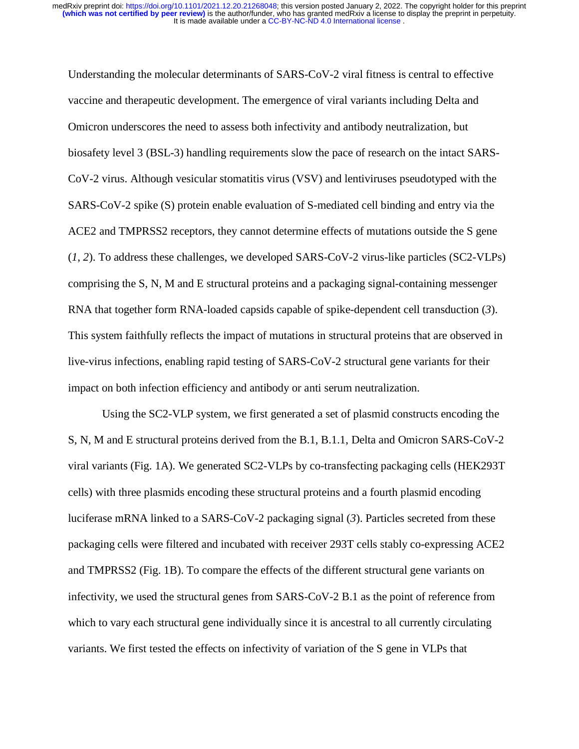Understanding the molecular determinants of SARS-CoV-2 viral fitness is central to effective vaccine and therapeutic development. The emergence of viral variants including Delta and Omicron underscores the need to assess both infectivity and antibody neutralization, but biosafety level 3 (BSL-3) handling requirements slow the pace of research on the intact SARS-CoV-2 virus. Although vesicular stomatitis virus (VSV) and lentiviruses pseudotyped with the SARS-CoV-2 spike (S) protein enable evaluation of S-mediated cell binding and entry via the ACE2 and TMPRSS2 receptors, they cannot determine effects of mutations outside the S gene (*1*, *2*). To address these challenges, we developed SARS-CoV-2 virus-like particles (SC2-VLPs) comprising the S, N, M and E structural proteins and a packaging signal-containing messenger RNA that together form RNA-loaded capsids capable of spike-dependent cell transduction (*3*). This system faithfully reflects the impact of mutations in structural proteins that are observed in live-virus infections, enabling rapid testing of SARS-CoV-2 structural gene variants for their impact on both infection efficiency and antibody or anti serum neutralization.

Using the SC2-VLP system, we first generated a set of plasmid constructs encoding the S, N, M and E structural proteins derived from the B.1, B.1.1, Delta and Omicron SARS-CoV-2 viral variants (Fig. 1A). We generated SC2-VLPs by co-transfecting packaging cells (HEK293T cells) with three plasmids encoding these structural proteins and a fourth plasmid encoding luciferase mRNA linked to a SARS-CoV-2 packaging signal (*3*). Particles secreted from these packaging cells were filtered and incubated with receiver 293T cells stably co-expressing ACE2 and TMPRSS2 (Fig. 1B). To compare the effects of the different structural gene variants on infectivity, we used the structural genes from SARS-CoV-2 B.1 as the point of reference from which to vary each structural gene individually since it is ancestral to all currently circulating variants. We first tested the effects on infectivity of variation of the S gene in VLPs that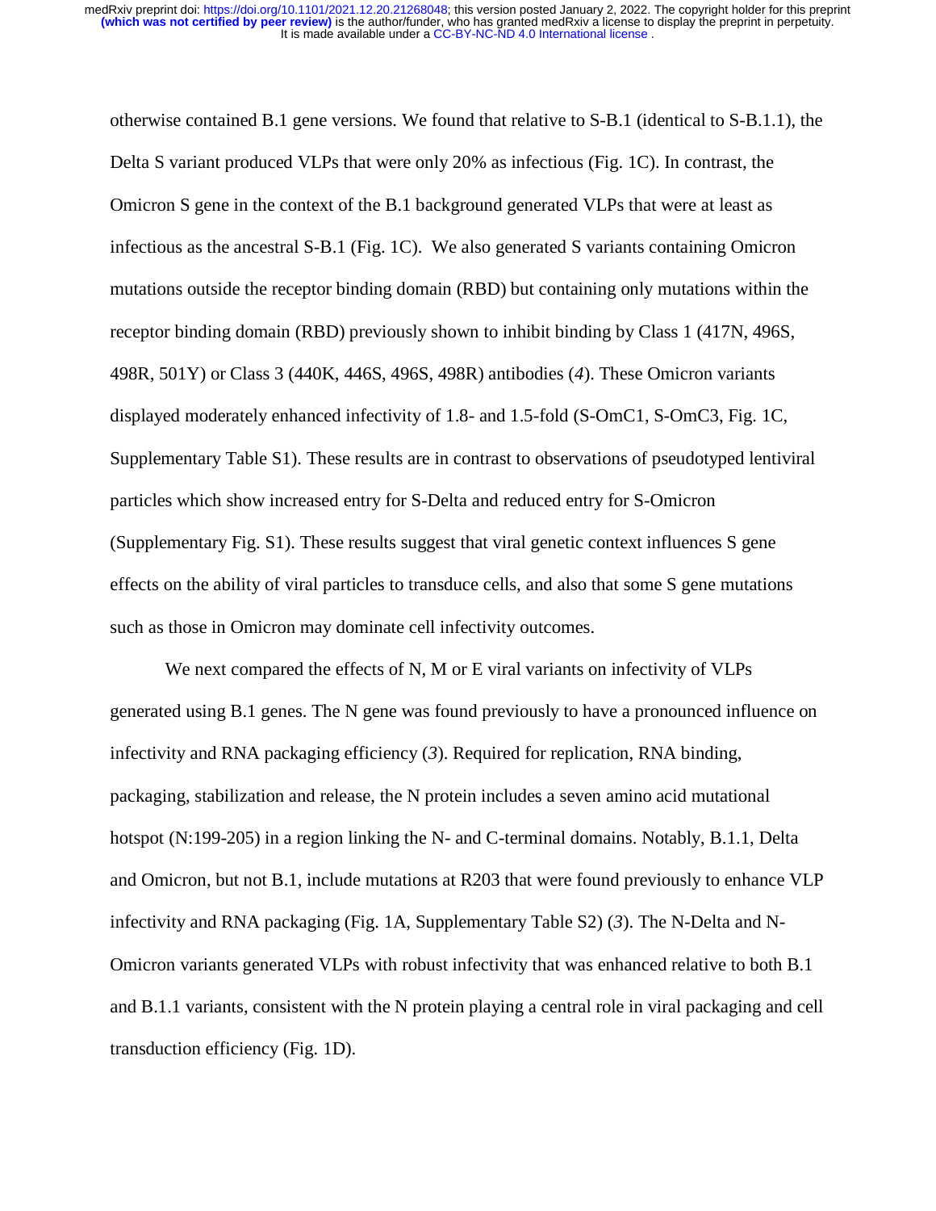otherwise contained B.1 gene versions. We found that relative to S-B.1 (identical to S-B.1.1), the Delta S variant produced VLPs that were only 20% as infectious (Fig. 1C). In contrast, the Omicron S gene in the context of the B.1 background generated VLPs that were at least as infectious as the ancestral S-B.1 (Fig. 1C). We also generated S variants containing Omicron mutations outside the receptor binding domain (RBD) but containing only mutations within the receptor binding domain (RBD) previously shown to inhibit binding by Class 1 (417N, 496S, 498R, 501Y) or Class 3 (440K, 446S, 496S, 498R) antibodies (*4*). These Omicron variants displayed moderately enhanced infectivity of 1.8- and 1.5-fold (S-OmC1, S-OmC3, Fig. 1C, Supplementary Table S1). These results are in contrast to observations of pseudotyped lentiviral particles which show increased entry for S-Delta and reduced entry for S-Omicron (Supplementary Fig. S1). These results suggest that viral genetic context influences S gene effects on the ability of viral particles to transduce cells, and also that some S gene mutations such as those in Omicron may dominate cell infectivity outcomes.

We next compared the effects of N, M or E viral variants on infectivity of VLPs generated using B.1 genes. The N gene was found previously to have a pronounced influence on infectivity and RNA packaging efficiency (*3*). Required for replication, RNA binding, packaging, stabilization and release, the N protein includes a seven amino acid mutational hotspot (N:199-205) in a region linking the N- and C-terminal domains. Notably, B.1.1, Delta and Omicron, but not B.1, include mutations at R203 that were found previously to enhance VLP infectivity and RNA packaging (Fig. 1A, Supplementary Table S2) (*3*). The N-Delta and N-Omicron variants generated VLPs with robust infectivity that was enhanced relative to both B.1 and B.1.1 variants, consistent with the N protein playing a central role in viral packaging and cell transduction efficiency (Fig. 1D).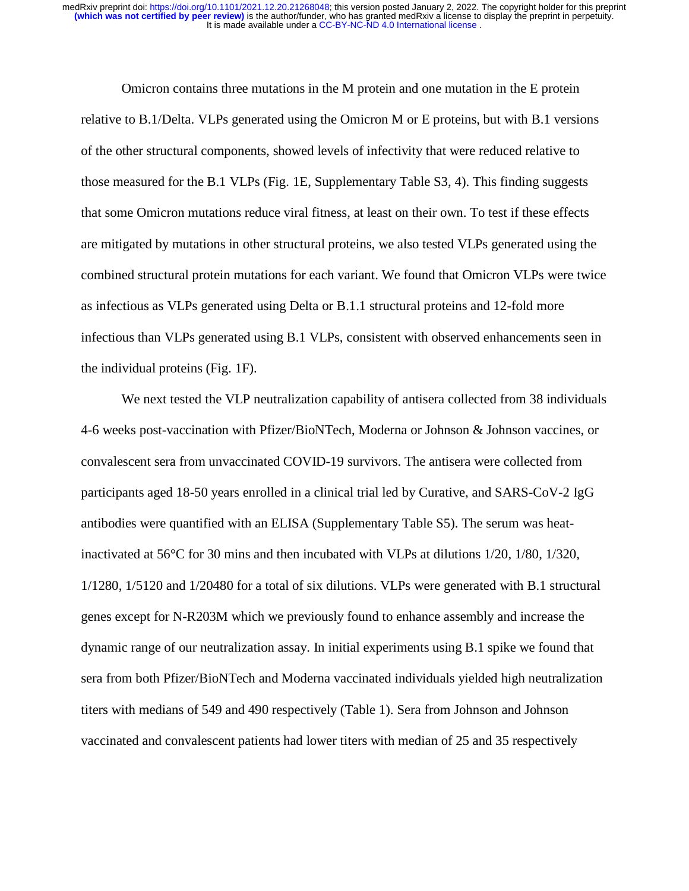Omicron contains three mutations in the M protein and one mutation in the E protein relative to B.1/Delta. VLPs generated using the Omicron M or E proteins, but with B.1 versions of the other structural components, showed levels of infectivity that were reduced relative to those measured for the B.1 VLPs (Fig. 1E, Supplementary Table S3, 4). This finding suggests that some Omicron mutations reduce viral fitness, at least on their own. To test if these effects are mitigated by mutations in other structural proteins, we also tested VLPs generated using the combined structural protein mutations for each variant. We found that Omicron VLPs were twice as infectious as VLPs generated using Delta or B.1.1 structural proteins and 12-fold more infectious than VLPs generated using B.1 VLPs, consistent with observed enhancements seen in the individual proteins (Fig. 1F).

We next tested the VLP neutralization capability of antisera collected from 38 individuals 4-6 weeks post-vaccination with Pfizer/BioNTech, Moderna or Johnson & Johnson vaccines, or convalescent sera from unvaccinated COVID-19 survivors. The antisera were collected from participants aged 18-50 years enrolled in a clinical trial led by Curative, and SARS-CoV-2 IgG antibodies were quantified with an ELISA (Supplementary Table S5). The serum was heat-inactivated at 56°C for 30 mins and then incubated with VLPs at dilutions 1/20, 1/80, 1/320, 1/1280, 1/5120 and 1/20480 for a total of six dilutions. VLPs were generated with B.1 structural genes except for N-R203M which we previously found to enhance assembly and increase the dynamic range of our neutralization assay. In initial experiments using B.1 spike we found that sera from both Pfizer/BioNTech and Moderna vaccinated individuals yielded high neutralization titers with medians of 549 and 490 respectively (Table 1). Sera from Johnson and Johnson vaccinated and convalescent patients had lower titers with median of 25 and 35 respectively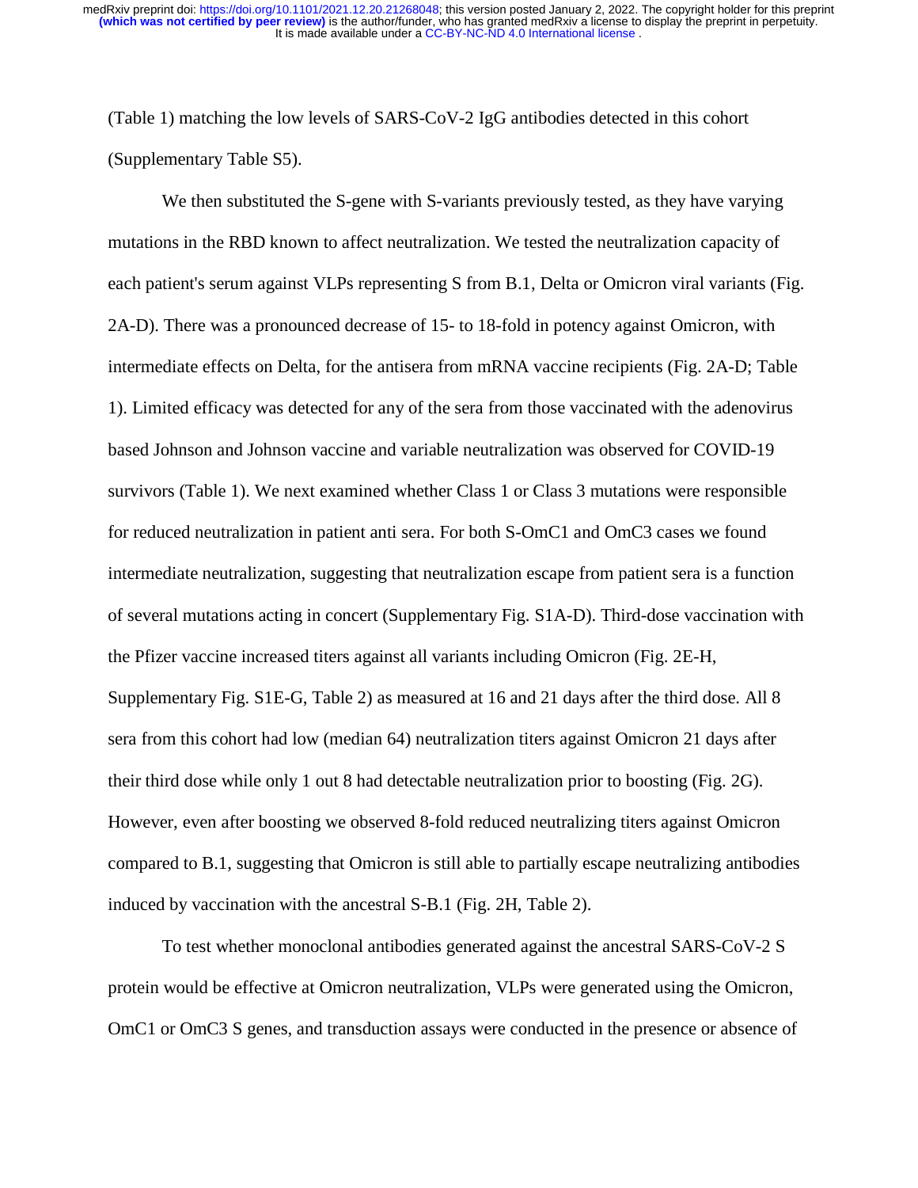(Table 1) matching the low levels of SARS-CoV-2 IgG antibodies detected in this cohort (Supplementary Table S5).

We then substituted the S-gene with S-variants previously tested, as they have varying mutations in the RBD known to affect neutralization. We tested the neutralization capacity of each patient's serum against VLPs representing S from B.1, Delta or Omicron viral variants (Fig. 2A-D). There was a pronounced decrease of 15- to 18-fold in potency against Omicron, with intermediate effects on Delta, for the antisera from mRNA vaccine recipients (Fig. 2A-D; Table 1). Limited efficacy was detected for any of the sera from those vaccinated with the adenovirus based Johnson and Johnson vaccine and variable neutralization was observed for COVID-19 survivors (Table 1). We next examined whether Class 1 or Class 3 mutations were responsible for reduced neutralization in patient anti sera. For both S-OmC1 and OmC3 cases we found intermediate neutralization, suggesting that neutralization escape from patient sera is a function of several mutations acting in concert (Supplementary Fig. S1A-D). Third-dose vaccination with the Pfizer vaccine increased titers against all variants including Omicron (Fig. 2E-H, Supplementary Fig. S1E-G, Table 2) as measured at 16 and 21 days after the third dose. All 8 sera from this cohort had low (median 64) neutralization titers against Omicron 21 days after their third dose while only 1 out 8 had detectable neutralization prior to boosting (Fig. 2G). However, even after boosting we observed 8-fold reduced neutralizing titers against Omicron compared to B.1, suggesting that Omicron is still able to partially escape neutralizing antibodies induced by vaccination with the ancestral S-B.1 (Fig. 2H, Table 2).

To test whether monoclonal antibodies generated against the ancestral SARS-CoV-2 S protein would be effective at Omicron neutralization, VLPs were generated using the Omicron, OmC1 or OmC3 S genes, and transduction assays were conducted in the presence or absence of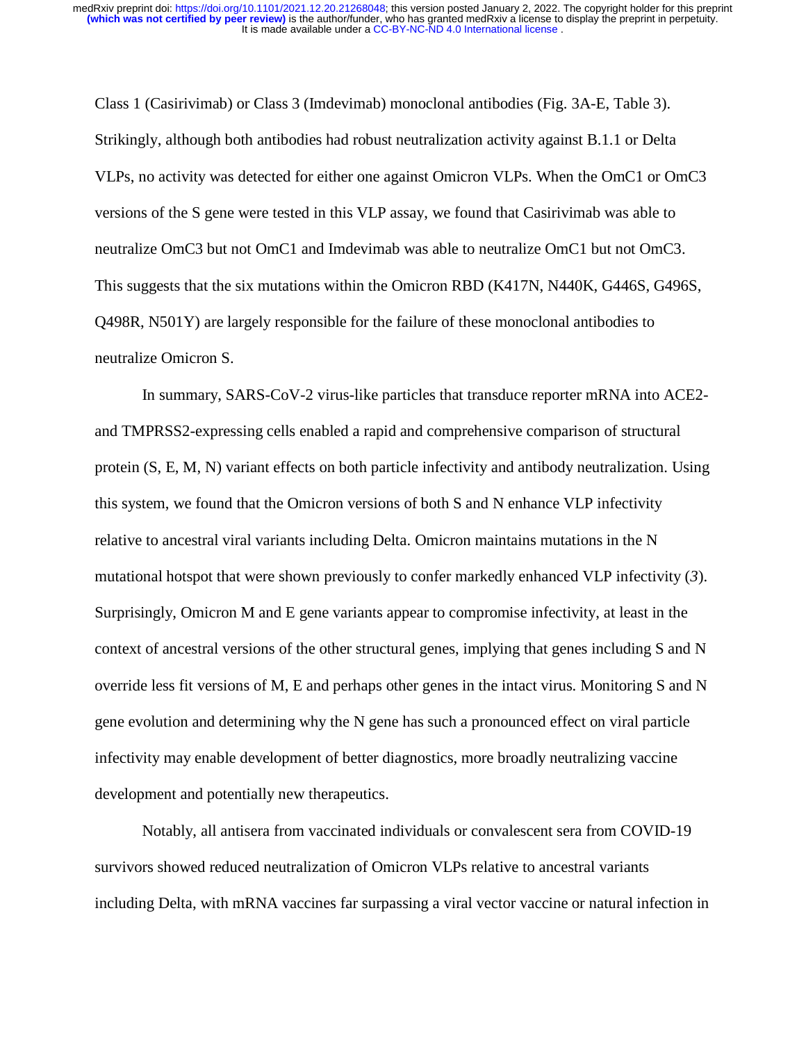Class 1 (Casirivimab) or Class 3 (Imdevimab) monoclonal antibodies (Fig. 3A-E, Table 3). Strikingly, although both antibodies had robust neutralization activity against B.1.1 or Delta VLPs, no activity was detected for either one against Omicron VLPs. When the OmC1 or OmC3 versions of the S gene were tested in this VLP assay, we found that Casirivimab was able to neutralize OmC3 but not OmC1 and Imdevimab was able to neutralize OmC1 but not OmC3. This suggests that the six mutations within the Omicron RBD (K417N, N440K, G446S, G496S, Q498R, N501Y) are largely responsible for the failure of these monoclonal antibodies to neutralize Omicron S.

In summary, SARS-CoV-2 virus-like particles that transduce reporter mRNA into ACE2- and TMPRSS2-expressing cells enabled a rapid and comprehensive comparison of structural protein (S, E, M, N) variant effects on both particle infectivity and antibody neutralization. Using this system, we found that the Omicron versions of both S and N enhance VLP infectivity relative to ancestral viral variants including Delta. Omicron maintains mutations in the N mutational hotspot that were shown previously to confer markedly enhanced VLP infectivity (*3*). Surprisingly, Omicron M and E gene variants appear to compromise infectivity, at least in the context of ancestral versions of the other structural genes, implying that genes including S and N override less fit versions of M, E and perhaps other genes in the intact virus. Monitoring S and N gene evolution and determining why the N gene has such a pronounced effect on viral particle infectivity may enable development of better diagnostics, more broadly neutralizing vaccine development and potentially new therapeutics.

Notably, all antisera from vaccinated individuals or convalescent sera from COVID-19 survivors showed reduced neutralization of Omicron VLPs relative to ancestral variants including Delta, with mRNA vaccines far surpassing a viral vector vaccine or natural infection in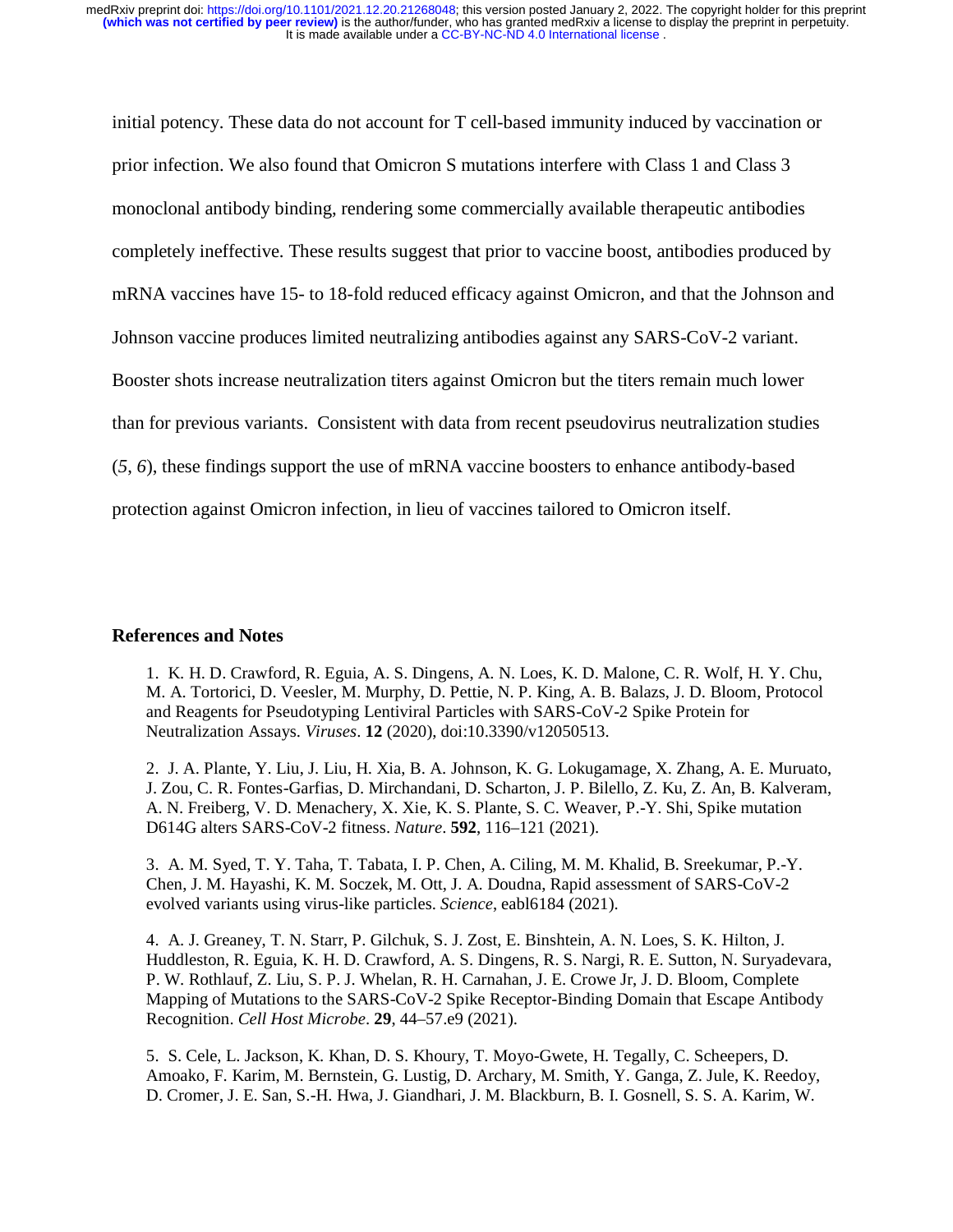initial potency. These data do not account for T cell-based immunity induced by vaccination or prior infection. We also found that Omicron S mutations interfere with Class 1 and Class 3 monoclonal antibody binding, rendering some commercially available therapeutic antibodies completely ineffective. These results suggest that prior to vaccine boost, antibodies produced by mRNA vaccines have 15- to 18-fold reduced efficacy against Omicron, and that the Johnson and Johnson vaccine produces limited neutralizing antibodies against any SARS-CoV-2 variant. Booster shots increase neutralization titers against Omicron but the titers remain much lower than for previous variants. Consistent with data from recent pseudovirus neutralization studies (*5*, *6*), these findings support the use of mRNA vaccine boosters to enhance antibody-based protection against Omicron infection, in lieu of vaccines tailored to Omicron itself.

## References and Notes

1. K. H. D. Crawford, R. Eguia, A. S. Dingens, A. N. Loes, K. D. Malone, C. R. Wolf, H. Y. Chu, M. A. Tortorici, D. Veesler, M. Murphy, D. Pettie, N. P. King, A. B. Balazs, J. D. Bloom, Protocol and Reagents for Pseudotyping Lentiviral Particles with SARS-CoV-2 Spike Protein for Neutralization Assays. *Viruses*. **12** (2020), doi:10.3390/v12050513.

2. J. A. Plante, Y. Liu, J. Liu, H. Xia, B. A. Johnson, K. G. Lokugamage, X. Zhang, A. E. Muruato, J. Zou, C. R. Fontes-Garfias, D. Mirchandani, D. Scharton, J. P. Bilello, Z. Ku, Z. An, B. Kalveram, A. N. Freiberg, V. D. Menachery, X. Xie, K. S. Plante, S. C. Weaver, P.-Y. Shi, Spike mutation D614G alters SARS-CoV-2 fitness. *Nature*. **592**, 116–121 (2021).

3. A. M. Syed, T. Y. Taha, T. Tabata, I. P. Chen, A. Ciling, M. M. Khalid, B. Sreekumar, P.-Y. Chen, J. M. Hayashi, K. M. Soczek, M. Ott, J. A. Doudna, Rapid assessment of SARS-CoV-2 evolved variants using virus-like particles. *Science*, eabl6184 (2021).

4. A. J. Greaney, T. N. Starr, P. Gilchuk, S. J. Zost, E. Binshtein, A. N. Loes, S. K. Hilton, J. Huddleston, R. Eguia, K. H. D. Crawford, A. S. Dingens, R. S. Nargi, R. E. Sutton, N. Suryadevara, P. W. Rothlauf, Z. Liu, S. P. J. Whelan, R. H. Carnahan, J. E. Crowe Jr, J. D. Bloom, Complete Mapping of Mutations to the SARS-CoV-2 Spike Receptor-Binding Domain that Escape Antibody Recognition. *Cell Host Microbe*. **29**, 44–57.e9 (2021).

5. S. Cele, L. Jackson, K. Khan, D. S. Khoury, T. Moyo-Gwete, H. Tegally, C. Scheepers, D. Amoako, F. Karim, M. Bernstein, G. Lustig, D. Archary, M. Smith, Y. Ganga, Z. Jule, K. Reedoy, D. Cromer, J. E. San, S.-H. Hwa, J. Giandhari, J. M. Blackburn, B. I. Gosnell, S. S. A. Karim, W.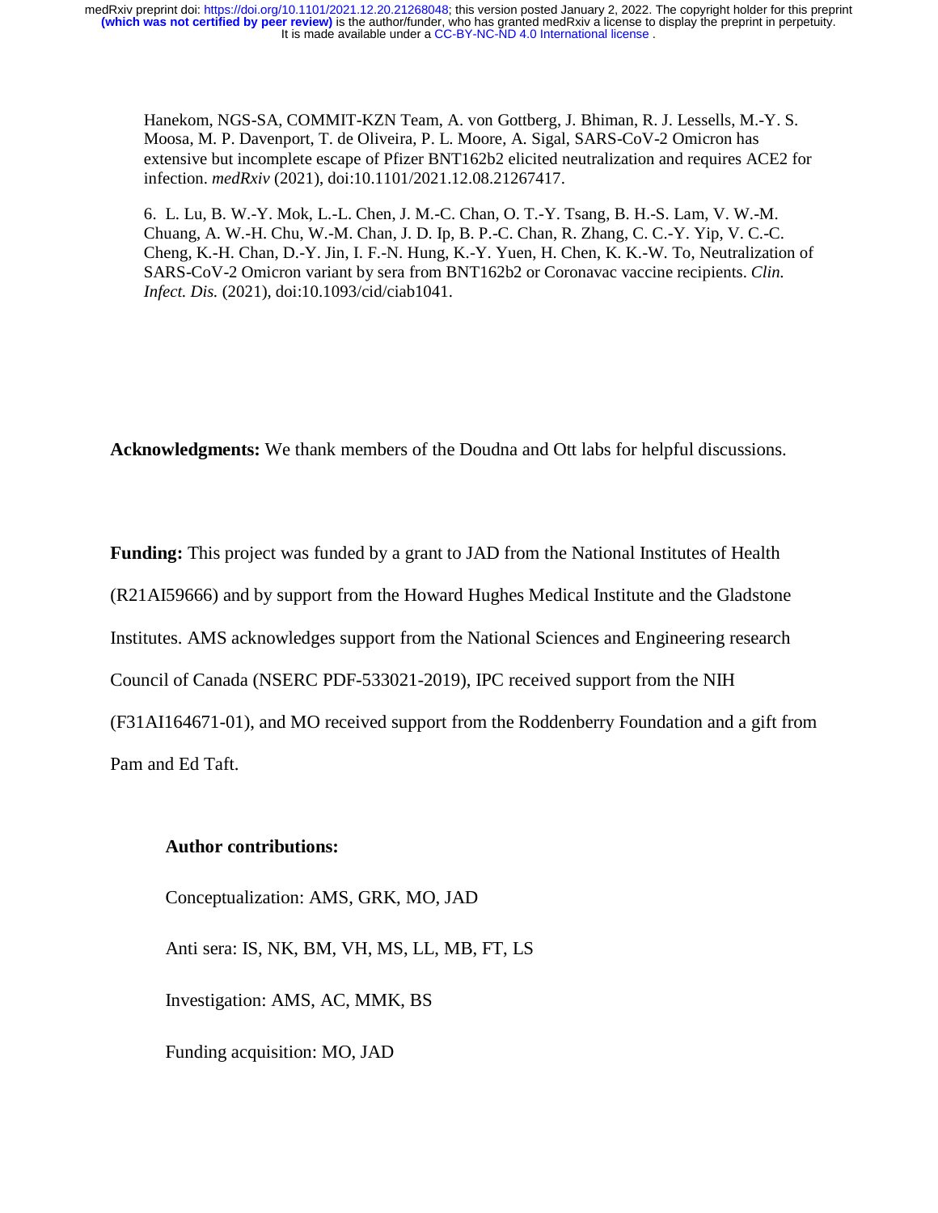Hanekom, NGS-SA, COMMIT-KZN Team, A. von Gottberg, J. Bhiman, R. J. Lessells, M.-Y. S. Moosa, M. P. Davenport, T. de Oliveira, P. L. Moore, A. Sigal, SARS-CoV-2 Omicron has extensive but incomplete escape of Pfizer BNT162b2 elicited neutralization and requires ACE2 for infection. *medRxiv* (2021), doi:10.1101/2021.12.08.21267417.

6. L. Lu, B. W.-Y. Mok, L.-L. Chen, J. M.-C. Chan, O. T.-Y. Tsang, B. H.-S. Lam, V. W.-M. Chuang, A. W.-H. Chu, W.-M. Chan, J. D. Ip, B. P.-C. Chan, R. Zhang, C. C.-Y. Yip, V. C.-C. Cheng, K.-H. Chan, D.-Y. Jin, I. F.-N. Hung, K.-Y. Yuen, H. Chen, K. K.-W. To, Neutralization of SARS-CoV-2 Omicron variant by sera from BNT162b2 or Coronavac vaccine recipients. *Clin. Infect. Dis.* (2021), doi:10.1093/cid/ciab1041.

**Acknowledgments:** We thank members of the Doudna and Ott labs for helpful discussions.

**Funding:** This project was funded by a grant to JAD from the National Institutes of Health (R21AI59666) and by support from the Howard Hughes Medical Institute and the Gladstone Institutes. AMS acknowledges support from the National Sciences and Engineering research Council of Canada (NSERC PDF-533021-2019), IPC received support from the NIH (F31AI164671-01), and MO received support from the Roddenberry Foundation and a gift from Pam and Ed Taft.

**Author contributions:**

Conceptualization: AMS, GRK, MO, JAD

Anti sera: IS, NK, BM, VH, MS, LL, MB, FT, LS

Investigation: AMS, AC, MMK, BS

Funding acquisition: MO, JAD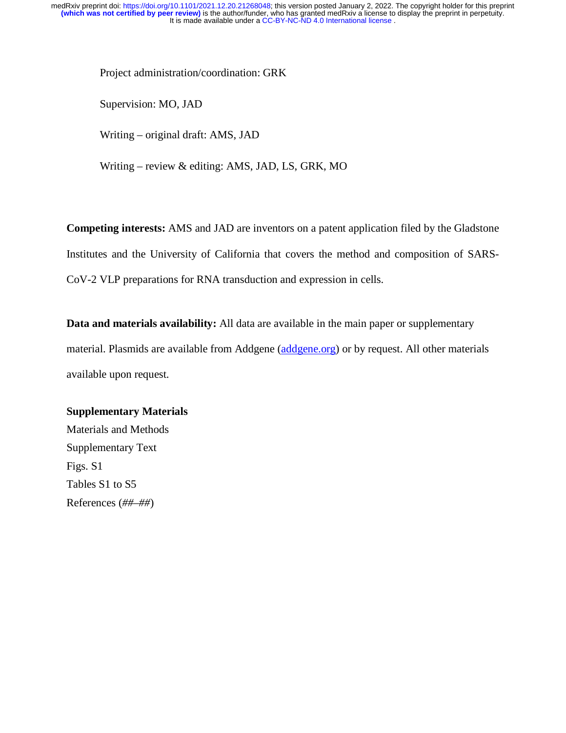Project administration/coordination: GRK

Supervision: MO, JAD

Writing – original draft: AMS, JAD

Writing – review & editing: AMS, JAD, LS, GRK, MO

**Competing interests:** AMS and JAD are inventors on a patent application filed by the Gladstone Institutes and the University of California that covers the method and composition of SARS-CoV-2 VLP preparations for RNA transduction and expression in cells.

**Data and materials availability:** All data are available in the main paper or supplementary material. Plasmids are available from Addgene (addgene.org) or by request. All other materials available upon request.

**Supplementary Materials**

Materials and Methods

Supplementary Text

Figs. S1

Tables S1 to S5

References (*##*–*##*)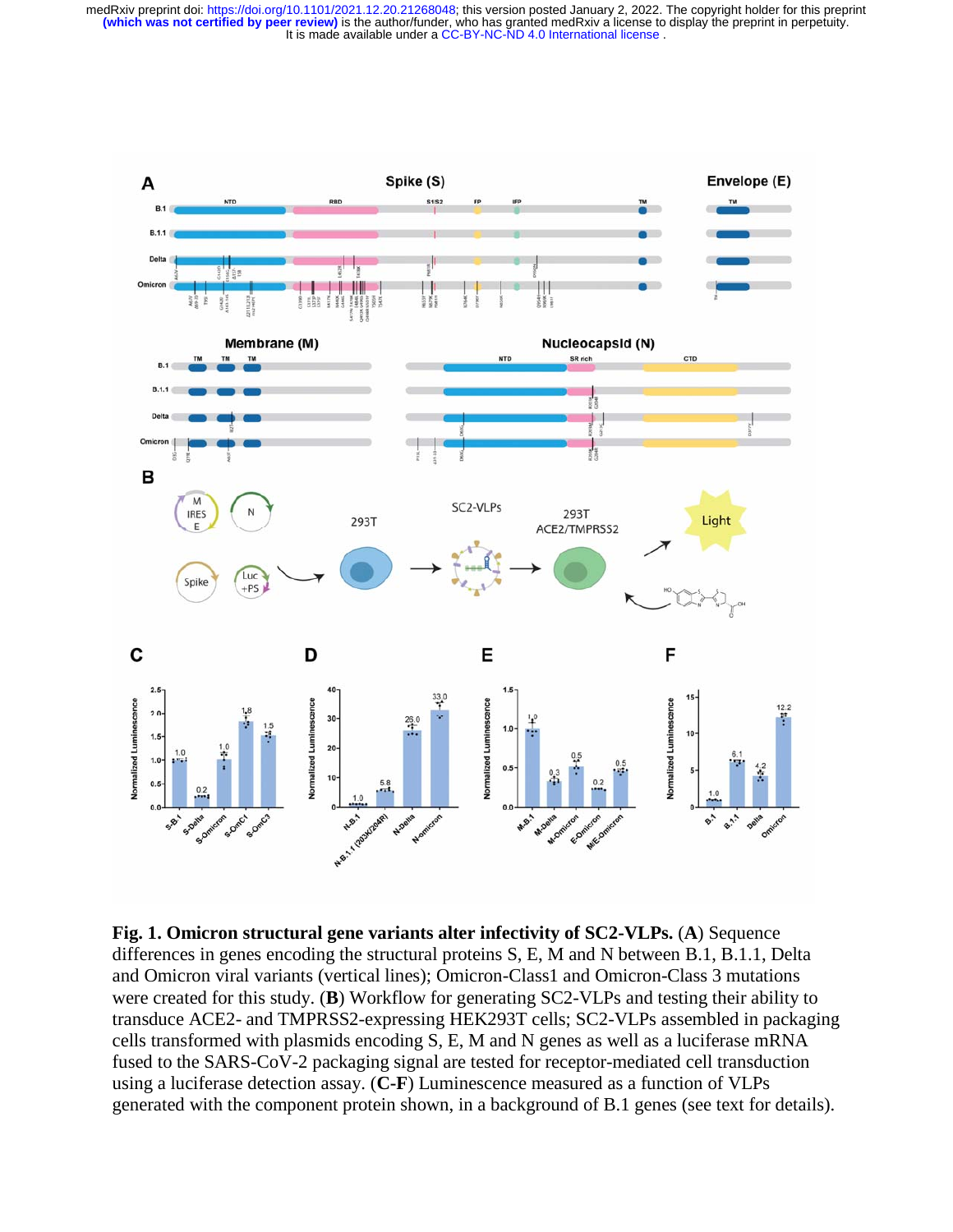**Fig. 1. Omicron structural gene variants alter infectivity of SC2-VLPs.** (**A**) Sequence differences in genes encoding the structural proteins S, E, M and N between B.1, B.1.1, Delta and Omicron viral variants (vertical lines); Omicron-Class1 and Omicron-Class 3 mutations were created for this study. (**B**) Workflow for generating SC2-VLPs and testing their ability to transduce ACE2- and TMPRSS2-expressing HEK293T cells; SC2-VLPs assembled in packaging cells transformed with plasmids encoding S, E, M and N genes as well as a luciferase mRNA fused to the SARS-CoV-2 packaging signal are tested for receptor-mediated cell transduction using a luciferase detection assay. (**C-F**) Luminescence measured as a function of VLPs generated with the component protein shown, in a background of B.1 genes (see text for details).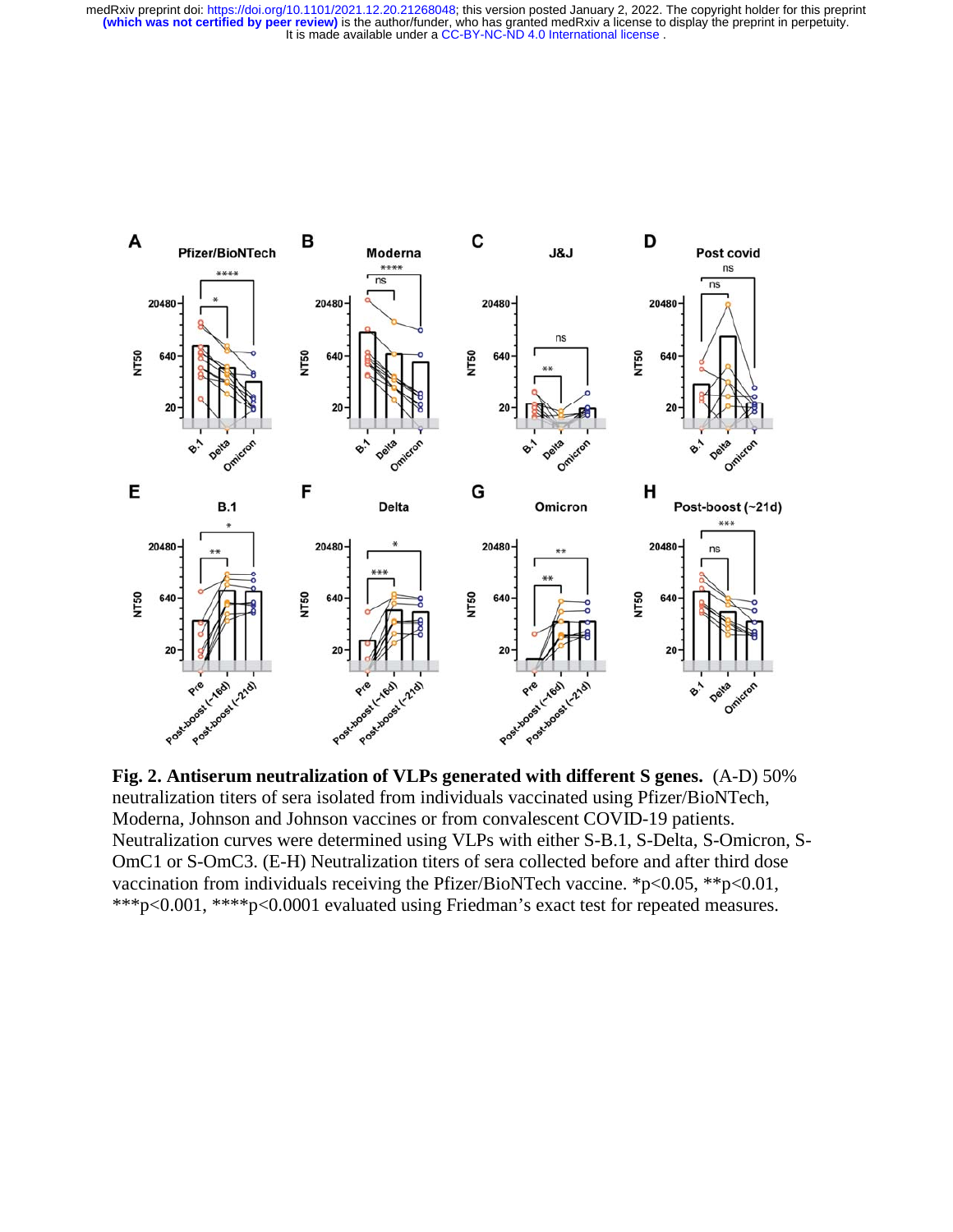**Fig. 2. Antiserum neutralization of VLPs generated with different S genes.** (A-D) 50% neutralization titers of sera isolated from individuals vaccinated using Pfizer/BioNTech, Moderna, Johnson and Johnson vaccines or from convalescent COVID-19 patients. Neutralization curves were determined using VLPs with either S-B.1, S-Delta, S-Omicron, S-OmC1 or S-OmC3. (E-H) Neutralization titers of sera collected before and after third dose vaccination from individuals receiving the Pfizer/BioNTech vaccine. *p<0.05, **p<0.01, ***p<0.001, ****p<0.0001 evaluated using Friedman's exact test for repeated measures.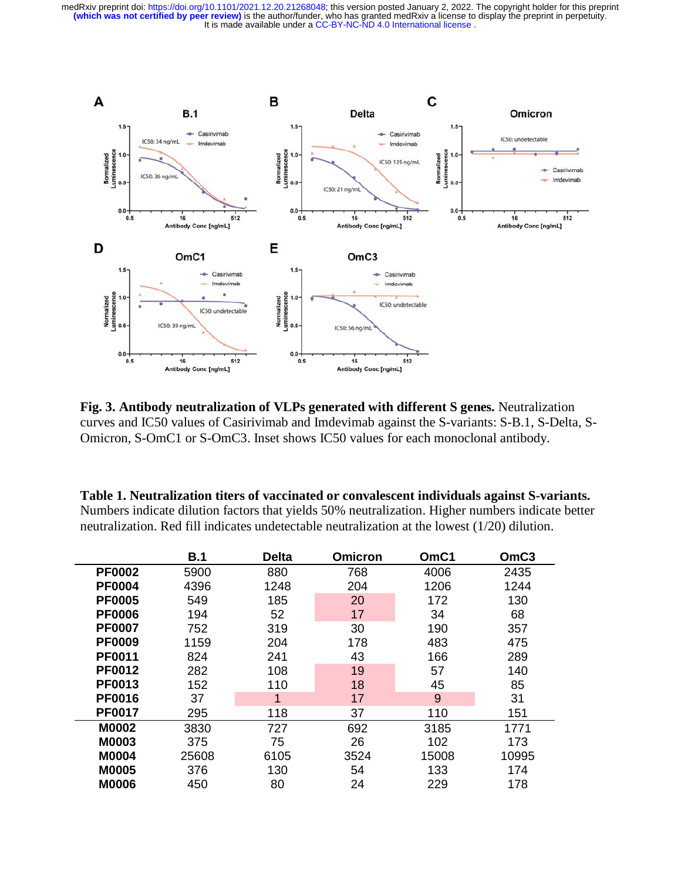**Fig. 3. Antibody neutralization of VLPs generated with different S genes.** Neutralization curves and IC50 values of Casirivimab and Imdevimab against the S-variants: S-B.1, S-Delta, S-Omicron, S-OmC1 or S-OmC3. Inset shows IC50 values for each monoclonal antibody.

**Table 1. Neutralization titers of vaccinated or convalescent individuals against S-variants.** Numbers indicate dilution factors that yields 50% neutralization. Higher numbers indicate better neutralization. Red fill indicates undetectable neutralization at the lowest (1/20) dilution.

| | B.1 | Delta | Omicron | OmC1 | OmC3 |
|---|---|---|---|---|---|
| PF0002 | 5900 | 880 | 768 | 4006 | 2435 |
| PF0004 | 4396 | 1248 | 204 | 1206 | 1244 |
| PF0005 | 549 | 185 | 20 | 172 | 130 |
| PF0006 | 194 | 52 | 17 | 34 | 68 |
| PF0007 | 752 | 319 | 30 | 190 | 357 |
| PF0009 | 1159 | 204 | 178 | 483 | 475 |
| PF0011 | 824 | 241 | 43 | 166 | 289 |
| PF0012 | 282 | 108 | 19 | 57 | 140 |
| PF0013 | 152 | 110 | 18 | 45 | 85 |
| PF0016 | 37 | 1 | 17 | 9 | 31 |
| PF0017 | 295 | 118 | 37 | 110 | 151 |
| M0002 | 3830 | 727 | 692 | 3185 | 1771 |
| M0003 | 375 | 75 | 26 | 102 | 173 |
| M0004 | 25608 | 6105 | 3524 | 15008 | 10995 |
| M0005 | 376 | 130 | 54 | 133 | 174 |
| M0006 | 450 | 80 | 24 | 229 | 178 |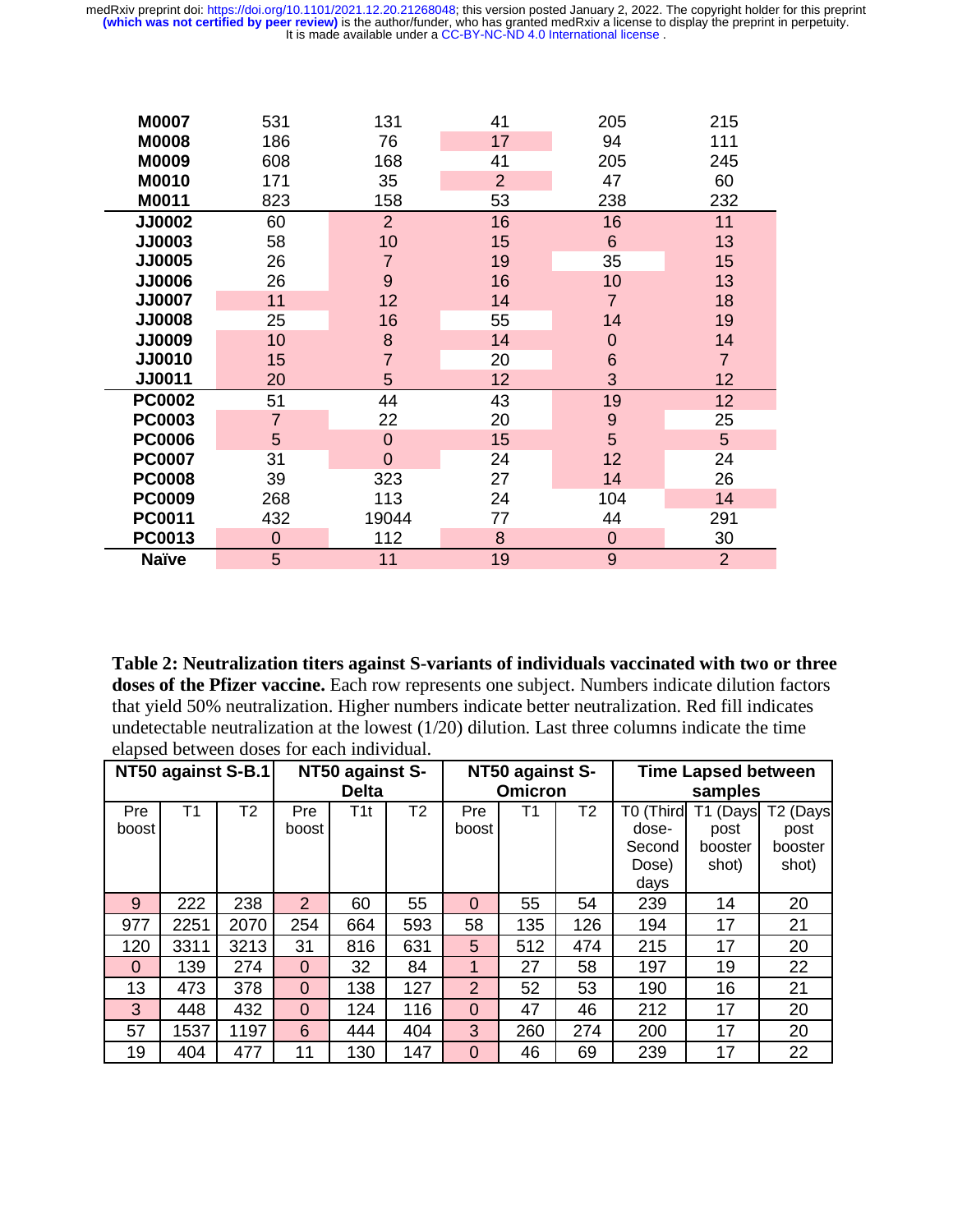| | | | | | |
|---|---|---|---|---|---|
| **M0007** | 531 | 131 | 41 | 205 | 215 |
| **M0008** | 186 | 76 | 17 | 94 | 111 |
| **M0009** | 608 | 168 | 41 | 205 | 245 |
| **M0010** | 171 | 35 | 2 | 47 | 60 |
| **M0011** | 823 | 158 | 53 | 238 | 232 |
| **JJ0002** | 60 | 2 | 16 | 16 | 11 |
| **JJ0003** | 58 | 10 | 15 | 6 | 13 |
| **JJ0005** | 26 | 7 | 19 | 35 | 15 |
| **JJ0006** | 26 | 9 | 16 | 10 | 13 |
| **JJ0007** | 11 | 12 | 14 | 7 | 18 |
| **JJ0008** | 25 | 16 | 55 | 14 | 19 |
| **JJ0009** | 10 | 8 | 14 | 0 | 14 |
| **JJ0010** | 15 | 7 | 20 | 6 | 7 |
| **JJ0011** | 20 | 5 | 12 | 3 | 12 |
| **PC0002** | 51 | 44 | 43 | 19 | 12 |
| **PC0003** | 7 | 22 | 20 | 9 | 25 |
| **PC0006** | 5 | 0 | 15 | 5 | 5 |
| **PC0007** | 31 | 0 | 24 | 12 | 24 |
| **PC0008** | 39 | 323 | 27 | 14 | 26 |
| **PC0009** | 268 | 113 | 24 | 104 | 14 |
| **PC0011** | 432 | 19044 | 77 | 44 | 291 |
| **PC0013** | 0 | 112 | 8 | 0 | 30 |
| **Naïve** | 5 | 11 | 19 | 9 | 2 |

**Table 2: Neutralization titers against S-variants of individuals vaccinated with two or three doses of the Pfizer vaccine.** Each row represents one subject. Numbers indicate dilution factors that yield 50% neutralization. Higher numbers indicate better neutralization. Red fill indicates undetectable neutralization at the lowest (1/20) dilution. Last three columns indicate the time elapsed between doses for each individual.

| NT50 against S-B.1 | | | NT50 against S-Delta | | | NT50 against S-Omicron | | | Time Lapsed between samples | | |
|---|---|---|---|---|---|---|---|---|---|---|---|
| Pre boost | T1 | T2 | Pre boost | T1t | T2 | Pre boost | T1 | T2 | T0 (Third dose-Second Dose) days | T1 (Days post booster shot) | T2 (Days post booster shot) |
| 9 | 222 | 238 | 2 | 60 | 55 | 0 | 55 | 54 | 239 | 14 | 20 |
| 977 | 2251 | 2070 | 254 | 664 | 593 | 58 | 135 | 126 | 194 | 17 | 21 |
| 120 | 3311 | 3213 | 31 | 816 | 631 | 5 | 512 | 474 | 215 | 17 | 20 |
| 0 | 139 | 274 | 0 | 32 | 84 | 1 | 27 | 58 | 197 | 19 | 22 |
| 13 | 473 | 378 | 0 | 138 | 127 | 2 | 52 | 53 | 190 | 16 | 21 |
| 3 | 448 | 432 | 0 | 124 | 116 | 0 | 47 | 46 | 212 | 17 | 20 |
| 57 | 1537 | 1197 | 6 | 444 | 404 | 3 | 260 | 274 | 200 | 17 | 20 |
| 19 | 404 | 477 | 11 | 130 | 147 | 0 | 46 | 69 | 239 | 17 | 22 |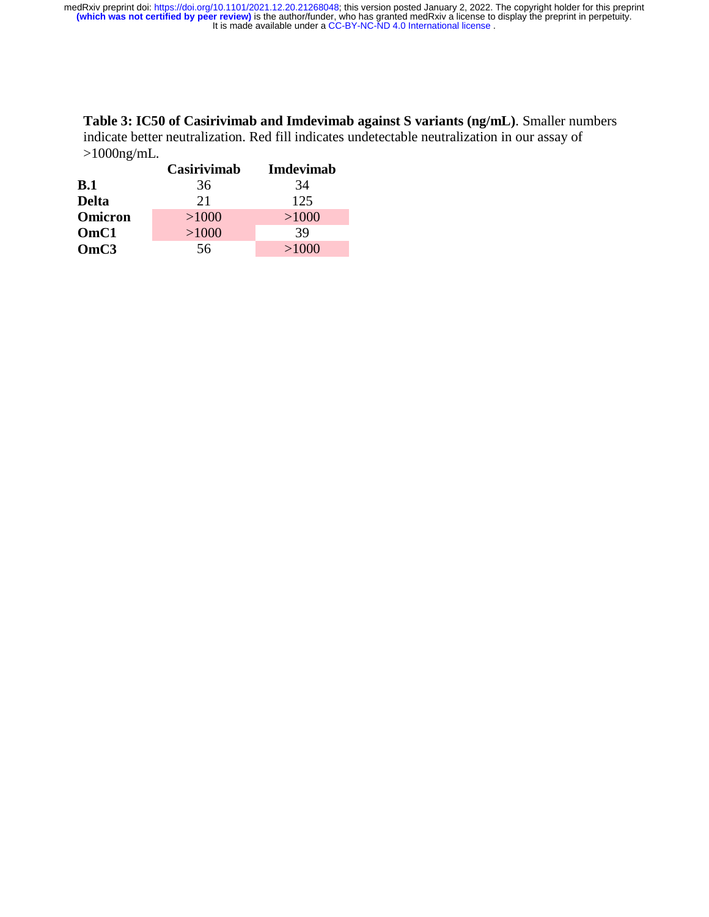**Table 3: IC50 of Casirivimab and Imdevimab against S variants (ng/mL)**. Smaller numbers indicate better neutralization. Red fill indicates undetectable neutralization in our assay of >1000ng/mL.

| | Casirivimab | Imdevimab |
|---|---|---|
| **B.1** | 36 | 34 |
| **Delta** | 21 | 125 |
| **Omicron** | >1000 | >1000 |
| **OmC1** | >1000 | 39 |
| **OmC3** | 56 | >1000 |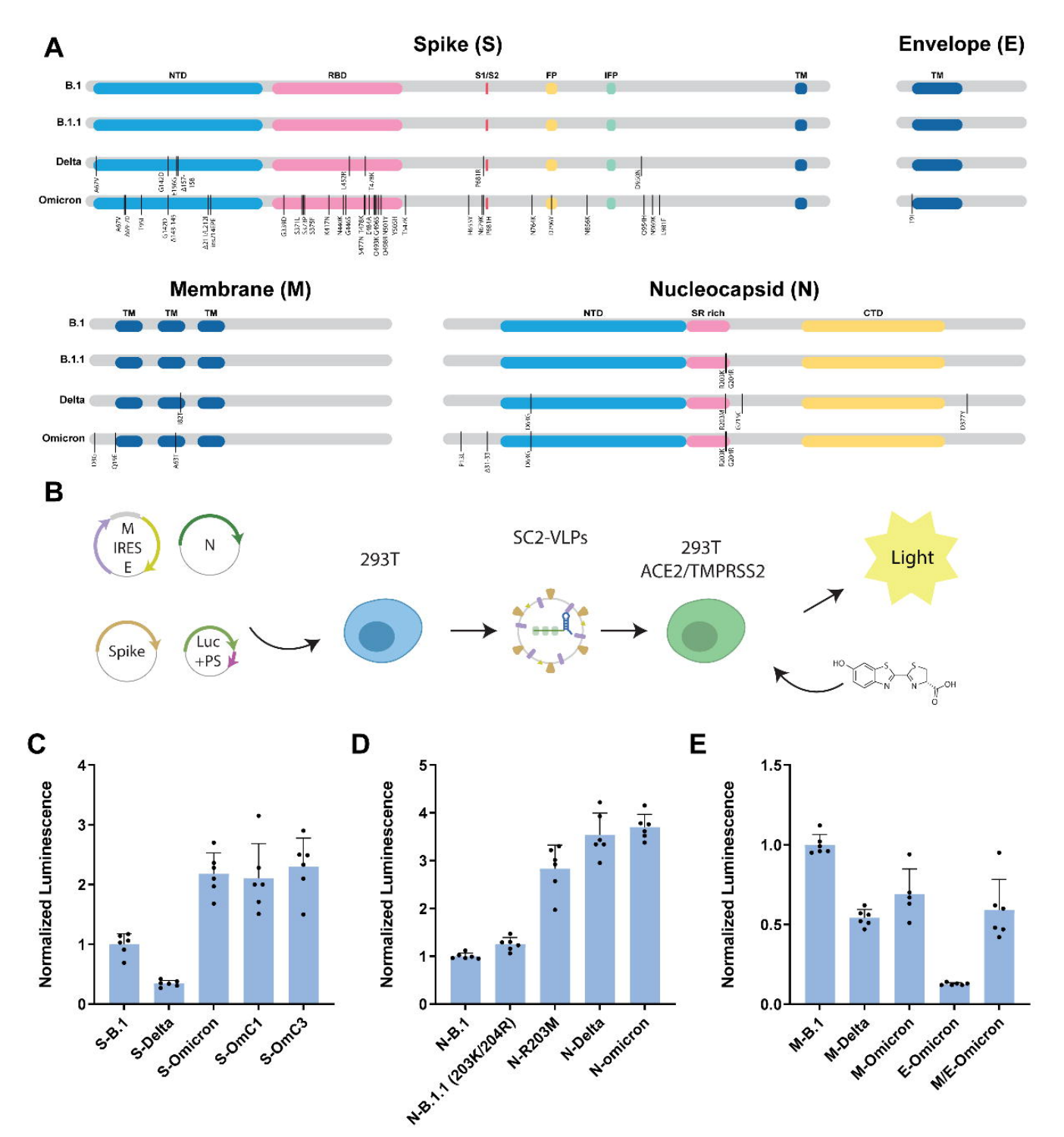**A**

**Spike (S)** — NTD, RBD, S1/S2, FP, IFP, TM

B.1

B.1.1

Delta

Omicron

**Envelope (E)** — TM

**Membrane (M)** — TM, TM, TM

B.1

B.1.1

Delta

Omicron

**Nucleocapsid (N)** — NTD, SR rich, CTD

B.1

B.1.1

Delta

Omicron

**B**

M IRES E

N

Spike

Luc +PS

293T

SC2-VLPs

293T ACE2/TMPRSS2

Light

**C**

Normalized Luminescence

S-B.1, S-Delta, S-Omicron, S-OmC1, S-OmC3

**D**

Normalized Luminescence

N-B.1, N-B.1.1 (203K/204R), N-R203M, N-Delta, N-omicron

**E**

Normalized Luminescence

M-B.1, M-Delta, M-Omicron, E-Omicron, M/E-Omicron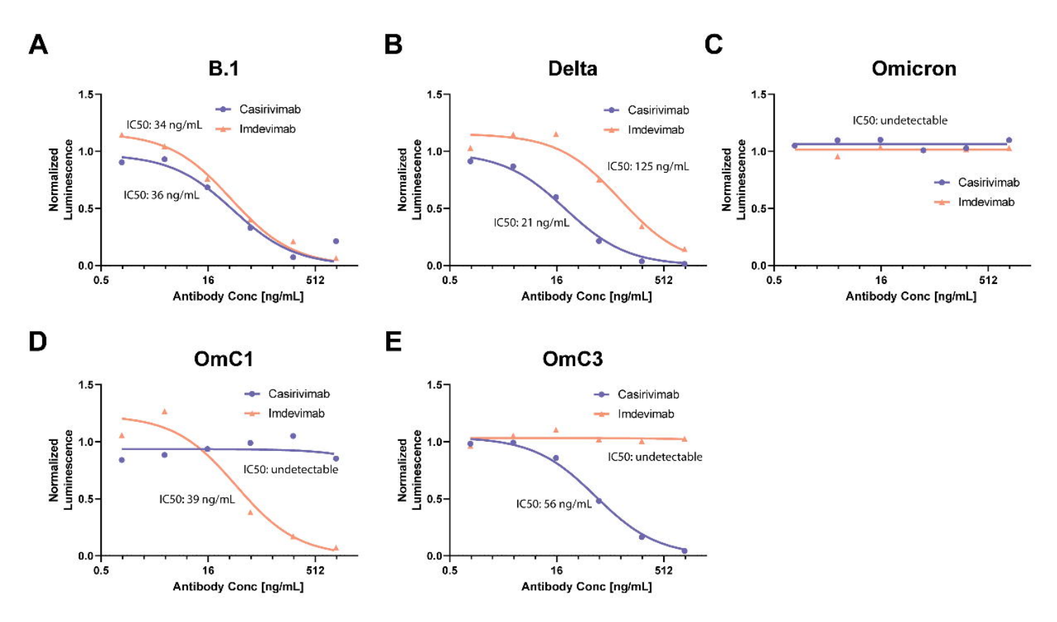A

B.1

IC50: 34 ng/mL

IC50: 36 ng/mL

Casirivimab

Imdevimab

Normalized Luminescence

Antibody Conc [ng/mL]

0.0
0.5
1.0
1.5

0.5
16
512

B

Delta

Casirivimab

Imdevimab

IC50: 125 ng/mL

IC50: 21 ng/mL

Normalized Luminescence

Antibody Conc [ng/mL]

0.0
0.5
1.0
1.5

0.5
16
512

C

Omicron

IC50: undetectable

Casirivimab

Imdevimab

Normalized Luminescence

Antibody Conc [ng/mL]

0.0
0.5
1.0
1.5

0.5
16
512

D

OmC1

Casirivimab

Imdevimab

IC50: undetectable

IC50: 39 ng/mL

Normalized Luminescence

Antibody Conc [ng/mL]

0.0
0.5
1.0
1.5

0.5
16
512

E

OmC3

Casirivimab

Imdevimab

IC50: undetectable

IC50: 56 ng/mL

Normalized Luminescence

Antibody Conc [ng/mL]

0.0
0.5
1.0
1.5

0.5
16
512